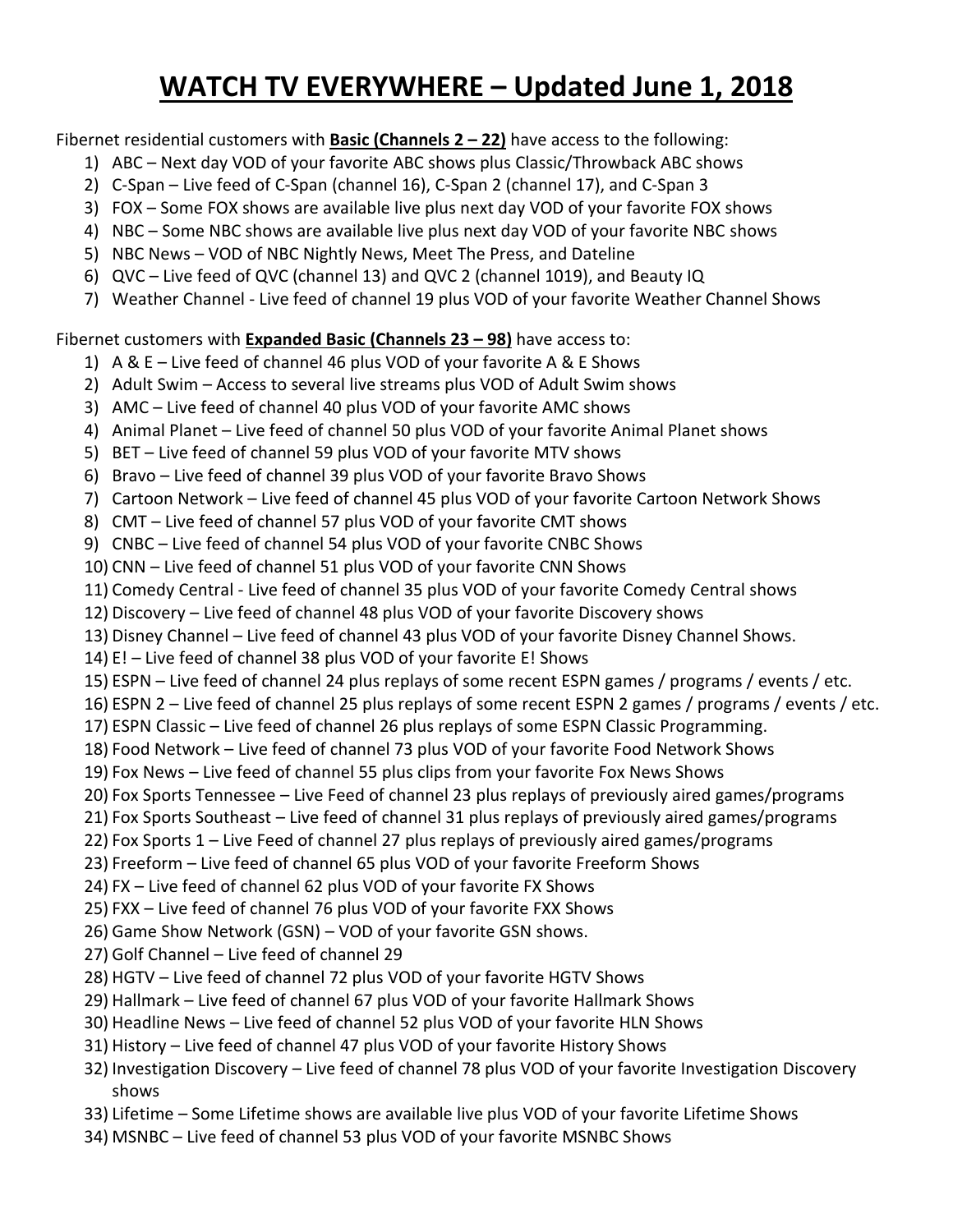# WATCH TV EVERYWHERE – Updated June 1, 2018

Fibernet residential customers with **Basic (Channels 2 – 22)** have access to the following:

1) ABC – Next day VOD of your favorite ABC shows plus Classic/Throwback ABC shows
2) C-Span – Live feed of C-Span (channel 16), C-Span 2 (channel 17), and C-Span 3
3) FOX – Some FOX shows are available live plus next day VOD of your favorite FOX shows
4) NBC – Some NBC shows are available live plus next day VOD of your favorite NBC shows
5) NBC News – VOD of NBC Nightly News, Meet The Press, and Dateline
6) QVC – Live feed of QVC (channel 13) and QVC 2 (channel 1019), and Beauty IQ
7) Weather Channel - Live feed of channel 19 plus VOD of your favorite Weather Channel Shows

Fibernet customers with **Expanded Basic (Channels 23 – 98)** have access to:

1) A & E – Live feed of channel 46 plus VOD of your favorite A & E Shows
2) Adult Swim – Access to several live streams plus VOD of Adult Swim shows
3) AMC – Live feed of channel 40 plus VOD of your favorite AMC shows
4) Animal Planet – Live feed of channel 50 plus VOD of your favorite Animal Planet shows
5) BET – Live feed of channel 59 plus VOD of your favorite MTV shows
6) Bravo – Live feed of channel 39 plus VOD of your favorite Bravo Shows
7) Cartoon Network – Live feed of channel 45 plus VOD of your favorite Cartoon Network Shows
8) CMT – Live feed of channel 57 plus VOD of your favorite CMT shows
9) CNBC – Live feed of channel 54 plus VOD of your favorite CNBC Shows
10) CNN – Live feed of channel 51 plus VOD of your favorite CNN Shows
11) Comedy Central - Live feed of channel 35 plus VOD of your favorite Comedy Central shows
12) Discovery – Live feed of channel 48 plus VOD of your favorite Discovery shows
13) Disney Channel – Live feed of channel 43 plus VOD of your favorite Disney Channel Shows.
14) E! – Live feed of channel 38 plus VOD of your favorite E! Shows
15) ESPN – Live feed of channel 24 plus replays of some recent ESPN games / programs / events / etc.
16) ESPN 2 – Live feed of channel 25 plus replays of some recent ESPN 2 games / programs / events / etc.
17) ESPN Classic – Live feed of channel 26 plus replays of some ESPN Classic Programming.
18) Food Network – Live feed of channel 73 plus VOD of your favorite Food Network Shows
19) Fox News – Live feed of channel 55 plus clips from your favorite Fox News Shows
20) Fox Sports Tennessee – Live Feed of channel 23 plus replays of previously aired games/programs
21) Fox Sports Southeast – Live feed of channel 31 plus replays of previously aired games/programs
22) Fox Sports 1 – Live Feed of channel 27 plus replays of previously aired games/programs
23) Freeform – Live feed of channel 65 plus VOD of your favorite Freeform Shows
24) FX – Live feed of channel 62 plus VOD of your favorite FX Shows
25) FXX – Live feed of channel 76 plus VOD of your favorite FXX Shows
26) Game Show Network (GSN) – VOD of your favorite GSN shows.
27) Golf Channel – Live feed of channel 29
28) HGTV – Live feed of channel 72 plus VOD of your favorite HGTV Shows
29) Hallmark – Live feed of channel 67 plus VOD of your favorite Hallmark Shows
30) Headline News – Live feed of channel 52 plus VOD of your favorite HLN Shows
31) History – Live feed of channel 47 plus VOD of your favorite History Shows
32) Investigation Discovery – Live feed of channel 78 plus VOD of your favorite Investigation Discovery shows
33) Lifetime – Some Lifetime shows are available live plus VOD of your favorite Lifetime Shows
34) MSNBC – Live feed of channel 53 plus VOD of your favorite MSNBC Shows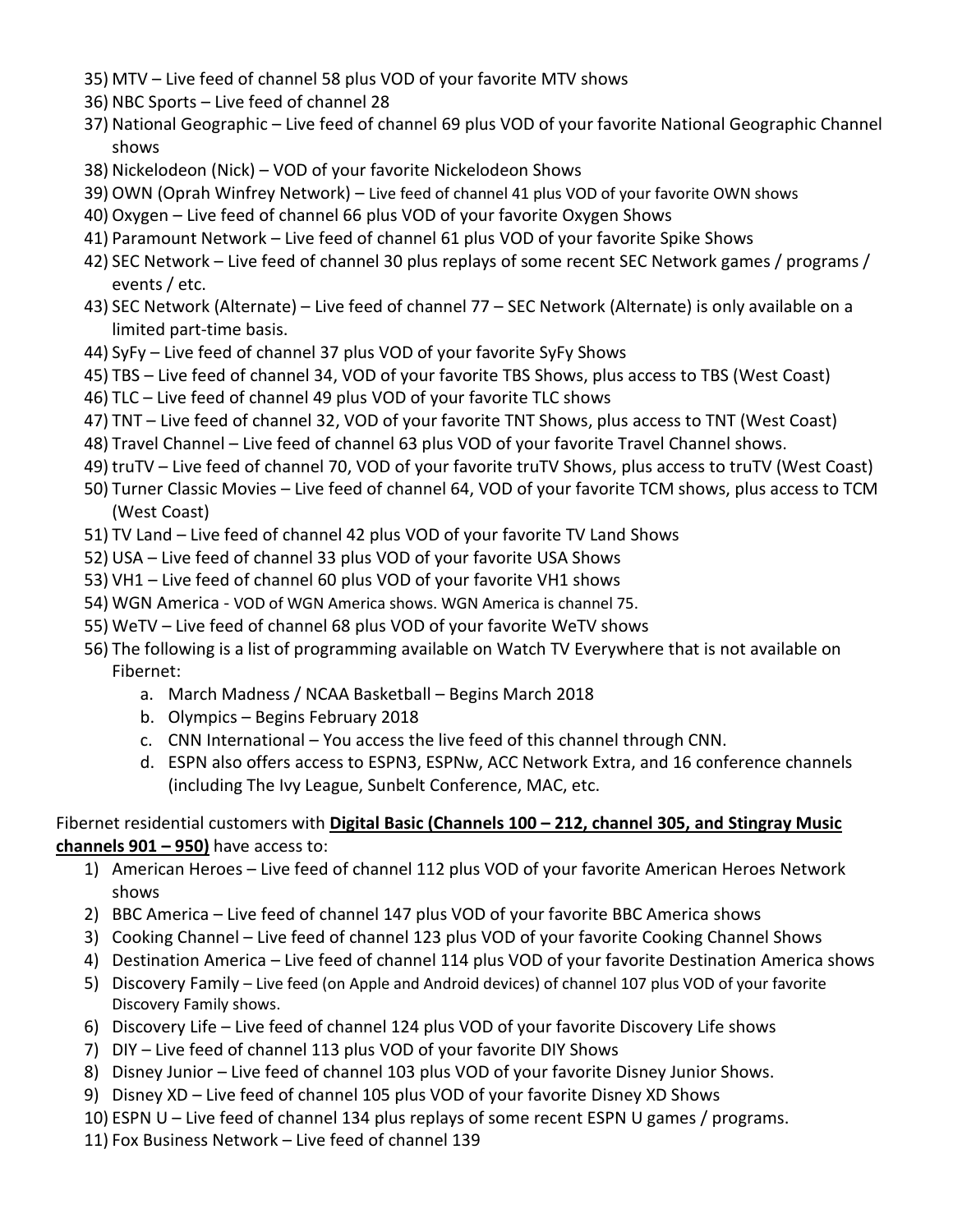35) MTV – Live feed of channel 58 plus VOD of your favorite MTV shows
36) NBC Sports – Live feed of channel 28
37) National Geographic – Live feed of channel 69 plus VOD of your favorite National Geographic Channel shows
38) Nickelodeon (Nick) – VOD of your favorite Nickelodeon Shows
39) OWN (Oprah Winfrey Network) – Live feed of channel 41 plus VOD of your favorite OWN shows
40) Oxygen – Live feed of channel 66 plus VOD of your favorite Oxygen Shows
41) Paramount Network – Live feed of channel 61 plus VOD of your favorite Spike Shows
42) SEC Network – Live feed of channel 30 plus replays of some recent SEC Network games / programs / events / etc.
43) SEC Network (Alternate) – Live feed of channel 77 – SEC Network (Alternate) is only available on a limited part-time basis.
44) SyFy – Live feed of channel 37 plus VOD of your favorite SyFy Shows
45) TBS – Live feed of channel 34, VOD of your favorite TBS Shows, plus access to TBS (West Coast)
46) TLC – Live feed of channel 49 plus VOD of your favorite TLC shows
47) TNT – Live feed of channel 32, VOD of your favorite TNT Shows, plus access to TNT (West Coast)
48) Travel Channel – Live feed of channel 63 plus VOD of your favorite Travel Channel shows.
49) truTV – Live feed of channel 70, VOD of your favorite truTV Shows, plus access to truTV (West Coast)
50) Turner Classic Movies – Live feed of channel 64, VOD of your favorite TCM shows, plus access to TCM (West Coast)
51) TV Land – Live feed of channel 42 plus VOD of your favorite TV Land Shows
52) USA – Live feed of channel 33 plus VOD of your favorite USA Shows
53) VH1 – Live feed of channel 60 plus VOD of your favorite VH1 shows
54) WGN America - VOD of WGN America shows. WGN America is channel 75.
55) WeTV – Live feed of channel 68 plus VOD of your favorite WeTV shows
56) The following is a list of programming available on Watch TV Everywhere that is not available on Fibernet:
    a. March Madness / NCAA Basketball – Begins March 2018
    b. Olympics – Begins February 2018
    c. CNN International – You access the live feed of this channel through CNN.
    d. ESPN also offers access to ESPN3, ESPNw, ACC Network Extra, and 16 conference channels (including The Ivy League, Sunbelt Conference, MAC, etc.

Fibernet residential customers with **Digital Basic (Channels 100 – 212, channel 305, and Stingray Music channels 901 – 950)** have access to:

1) American Heroes – Live feed of channel 112 plus VOD of your favorite American Heroes Network shows
2) BBC America – Live feed of channel 147 plus VOD of your favorite BBC America shows
3) Cooking Channel – Live feed of channel 123 plus VOD of your favorite Cooking Channel Shows
4) Destination America – Live feed of channel 114 plus VOD of your favorite Destination America shows
5) Discovery Family – Live feed (on Apple and Android devices) of channel 107 plus VOD of your favorite Discovery Family shows.
6) Discovery Life – Live feed of channel 124 plus VOD of your favorite Discovery Life shows
7) DIY – Live feed of channel 113 plus VOD of your favorite DIY Shows
8) Disney Junior – Live feed of channel 103 plus VOD of your favorite Disney Junior Shows.
9) Disney XD – Live feed of channel 105 plus VOD of your favorite Disney XD Shows
10) ESPN U – Live feed of channel 134 plus replays of some recent ESPN U games / programs.
11) Fox Business Network – Live feed of channel 139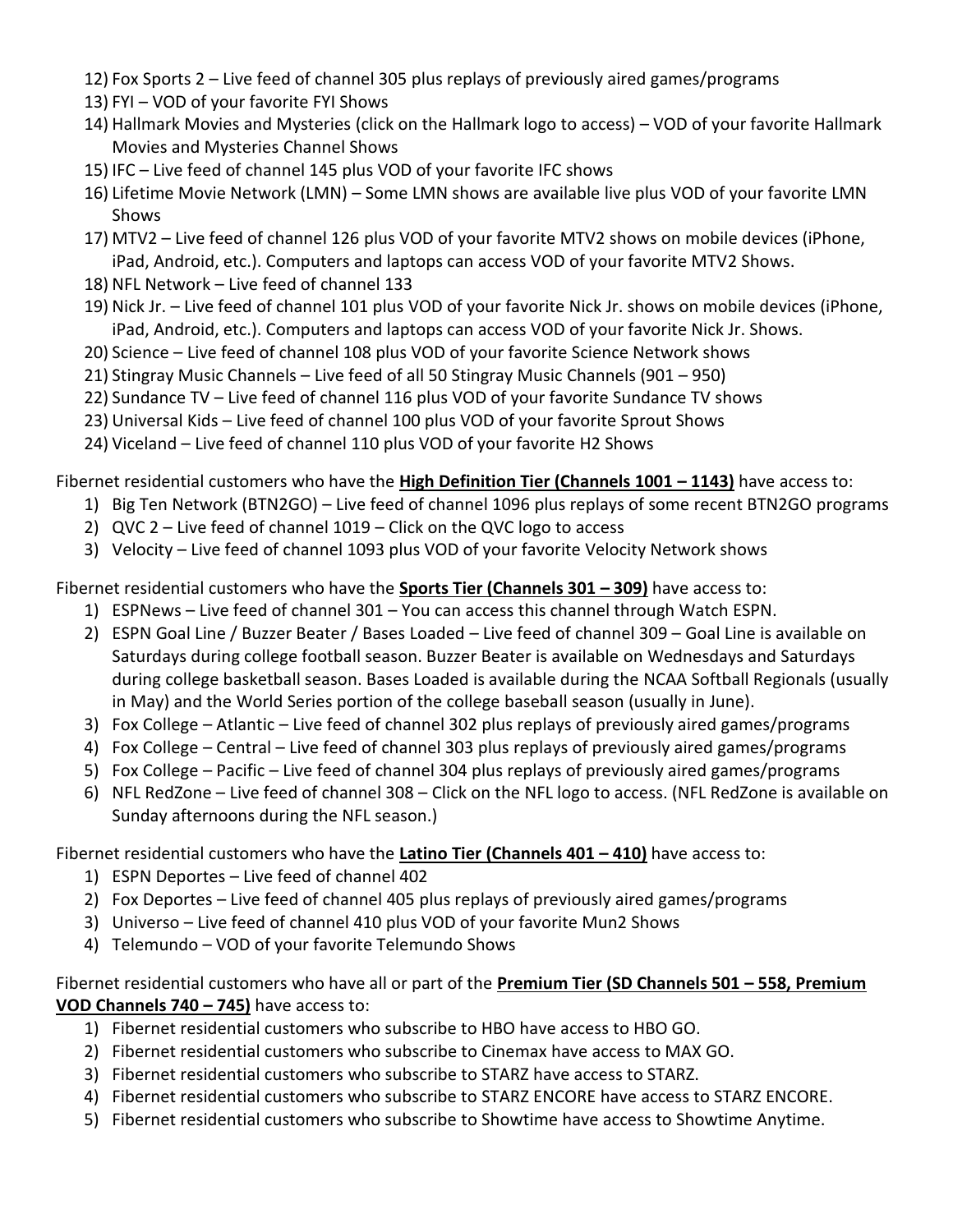12) Fox Sports 2 – Live feed of channel 305 plus replays of previously aired games/programs
13) FYI – VOD of your favorite FYI Shows
14) Hallmark Movies and Mysteries (click on the Hallmark logo to access) – VOD of your favorite Hallmark Movies and Mysteries Channel Shows
15) IFC – Live feed of channel 145 plus VOD of your favorite IFC shows
16) Lifetime Movie Network (LMN) – Some LMN shows are available live plus VOD of your favorite LMN Shows
17) MTV2 – Live feed of channel 126 plus VOD of your favorite MTV2 shows on mobile devices (iPhone, iPad, Android, etc.). Computers and laptops can access VOD of your favorite MTV2 Shows.
18) NFL Network – Live feed of channel 133
19) Nick Jr. – Live feed of channel 101 plus VOD of your favorite Nick Jr. shows on mobile devices (iPhone, iPad, Android, etc.). Computers and laptops can access VOD of your favorite Nick Jr. Shows.
20) Science – Live feed of channel 108 plus VOD of your favorite Science Network shows
21) Stingray Music Channels – Live feed of all 50 Stingray Music Channels (901 – 950)
22) Sundance TV – Live feed of channel 116 plus VOD of your favorite Sundance TV shows
23) Universal Kids – Live feed of channel 100 plus VOD of your favorite Sprout Shows
24) Viceland – Live feed of channel 110 plus VOD of your favorite H2 Shows

Fibernet residential customers who have the **High Definition Tier (Channels 1001 – 1143)** have access to:

1) Big Ten Network (BTN2GO) – Live feed of channel 1096 plus replays of some recent BTN2GO programs
2) QVC 2 – Live feed of channel 1019 – Click on the QVC logo to access
3) Velocity – Live feed of channel 1093 plus VOD of your favorite Velocity Network shows

Fibernet residential customers who have the **Sports Tier (Channels 301 – 309)** have access to:

1) ESPNews – Live feed of channel 301 – You can access this channel through Watch ESPN.
2) ESPN Goal Line / Buzzer Beater / Bases Loaded – Live feed of channel 309 – Goal Line is available on Saturdays during college football season. Buzzer Beater is available on Wednesdays and Saturdays during college basketball season. Bases Loaded is available during the NCAA Softball Regionals (usually in May) and the World Series portion of the college baseball season (usually in June).
3) Fox College – Atlantic – Live feed of channel 302 plus replays of previously aired games/programs
4) Fox College – Central – Live feed of channel 303 plus replays of previously aired games/programs
5) Fox College – Pacific – Live feed of channel 304 plus replays of previously aired games/programs
6) NFL RedZone – Live feed of channel 308 – Click on the NFL logo to access. (NFL RedZone is available on Sunday afternoons during the NFL season.)

Fibernet residential customers who have the **Latino Tier (Channels 401 – 410)** have access to:

1) ESPN Deportes – Live feed of channel 402
2) Fox Deportes – Live feed of channel 405 plus replays of previously aired games/programs
3) Universo – Live feed of channel 410 plus VOD of your favorite Mun2 Shows
4) Telemundo – VOD of your favorite Telemundo Shows

Fibernet residential customers who have all or part of the **Premium Tier (SD Channels 501 – 558, Premium VOD Channels 740 – 745)** have access to:

1) Fibernet residential customers who subscribe to HBO have access to HBO GO.
2) Fibernet residential customers who subscribe to Cinemax have access to MAX GO.
3) Fibernet residential customers who subscribe to STARZ have access to STARZ.
4) Fibernet residential customers who subscribe to STARZ ENCORE have access to STARZ ENCORE.
5) Fibernet residential customers who subscribe to Showtime have access to Showtime Anytime.